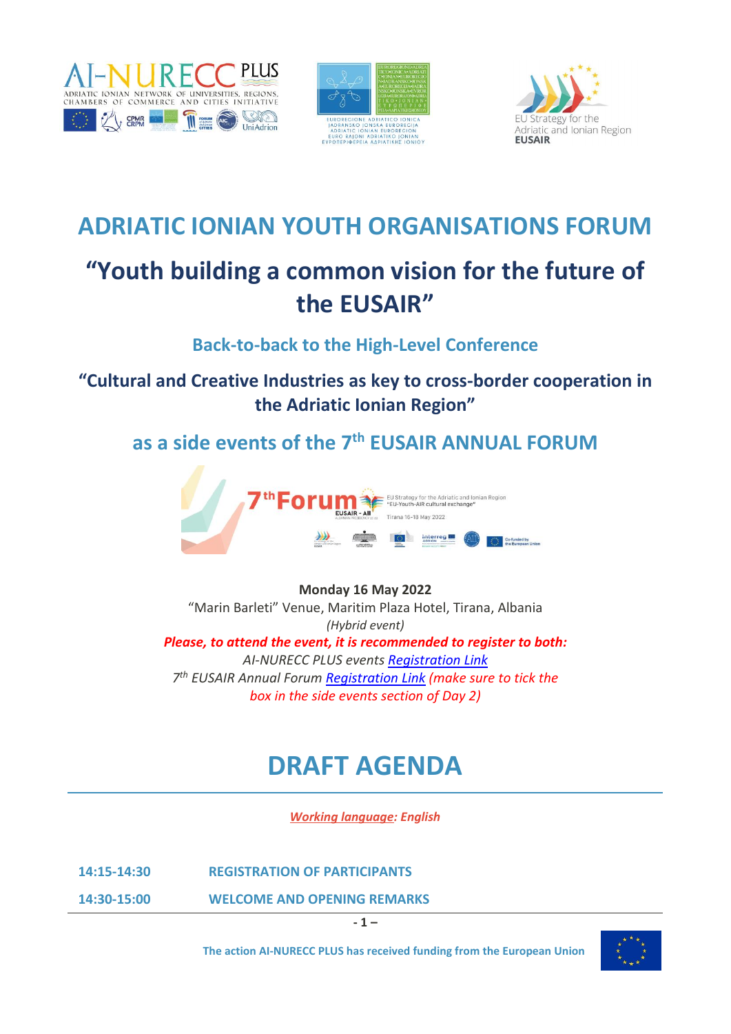# ADRIATIC IONIAN YOUTH ORGANISATIONS FORUM

## "Youth building a common vision for the future of the EUSAIR"

### Back-to-back to the High-Level Conference

### "Cultural and Creative Industries as key to cross-border cooperation in the Adriatic Ionian Region"

### as a side events of the 7th EUSAIR ANNUAL FORUM

**Monday 16 May 2022**
"Marin Barleti" Venue, Maritim Plaza Hotel, Tirana, Albania
*(Hybrid event)*
***Please, to attend the event, it is recommended to register to both:***
*AI-NURECC PLUS events Registration Link*
*7th EUSAIR Annual Forum Registration Link (make sure to tick the box in the side events section of Day 2)*

# DRAFT AGENDA

***Working language: English***

**14:15-14:30** **REGISTRATION OF PARTICIPANTS**

**14:30-15:00** **WELCOME AND OPENING REMARKS**

The action AI-NURECC PLUS has received funding from the European Union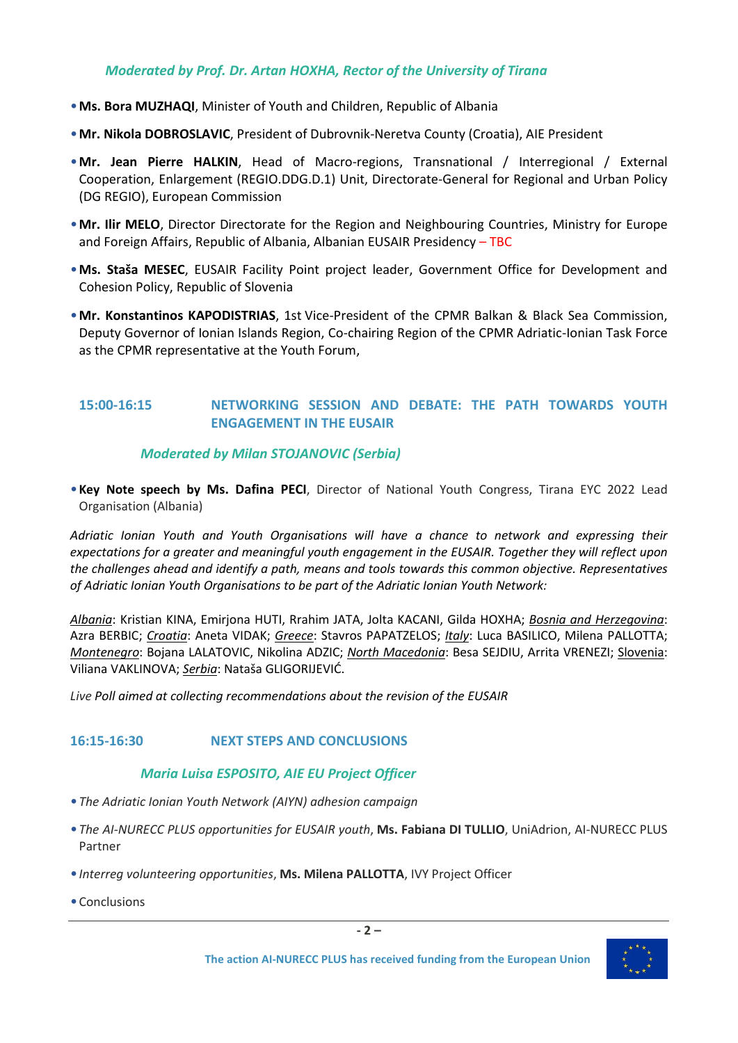*Moderated by Prof. Dr. Artan HOXHA, Rector of the University of Tirana*

- **Ms. Bora MUZHAQI**, Minister of Youth and Children, Republic of Albania
- **Mr. Nikola DOBROSLAVIC**, President of Dubrovnik-Neretva County (Croatia), AIE President
- **Mr. Jean Pierre HALKIN**, Head of Macro-regions, Transnational / Interregional / External Cooperation, Enlargement (REGIO.DDG.D.1) Unit, Directorate-General for Regional and Urban Policy (DG REGIO), European Commission
- **Mr. Ilir MELO**, Director Directorate for the Region and Neighbouring Countries, Ministry for Europe and Foreign Affairs, Republic of Albania, Albanian EUSAIR Presidency – TBC
- **Ms. Staša MESEC**, EUSAIR Facility Point project leader, Government Office for Development and Cohesion Policy, Republic of Slovenia
- **Mr. Konstantinos KAPODISTRIAS**, 1st Vice-President of the CPMR Balkan & Black Sea Commission, Deputy Governor of Ionian Islands Region, Co-chairing Region of the CPMR Adriatic-Ionian Task Force as the CPMR representative at the Youth Forum,

### 15:00-16:15 NETWORKING SESSION AND DEBATE: THE PATH TOWARDS YOUTH ENGAGEMENT IN THE EUSAIR

*Moderated by Milan STOJANOVIC (Serbia)*

- **Key Note speech by Ms. Dafina PECI**, Director of National Youth Congress, Tirana EYC 2022 Lead Organisation (Albania)

*Adriatic Ionian Youth and Youth Organisations will have a chance to network and expressing their expectations for a greater and meaningful youth engagement in the EUSAIR. Together they will reflect upon the challenges ahead and identify a path, means and tools towards this common objective. Representatives of Adriatic Ionian Youth Organisations to be part of the Adriatic Ionian Youth Network:*

*Albania*: Kristian KINA, Emirjona HUTI, Rrahim JATA, Jolta KACANI, Gilda HOXHA; *Bosnia and Herzegovina*: Azra BERBIC; *Croatia*: Aneta VIDAK; *Greece*: Stavros PAPATZELOS; *Italy*: Luca BASILICO, Milena PALLOTTA; *Montenegro*: Bojana LALATOVIC, Nikolina ADZIC; *North Macedonia*: Besa SEJDIU, Arrita VRENEZI; Slovenia: Viliana VAKLINOVA; *Serbia*: Nataša GLIGORIJEVIĆ.

*Live Poll aimed at collecting recommendations about the revision of the EUSAIR*

### 16:15-16:30 NEXT STEPS AND CONCLUSIONS

*Maria Luisa ESPOSITO, AIE EU Project Officer*

- *The Adriatic Ionian Youth Network (AIYN) adhesion campaign*
- *The AI-NURECC PLUS opportunities for EUSAIR youth*, **Ms. Fabiana DI TULLIO**, UniAdrion, AI-NURECC PLUS Partner
- *Interreg volunteering opportunities*, **Ms. Milena PALLOTTA**, IVY Project Officer
- Conclusions

The action AI-NURECC PLUS has received funding from the European Union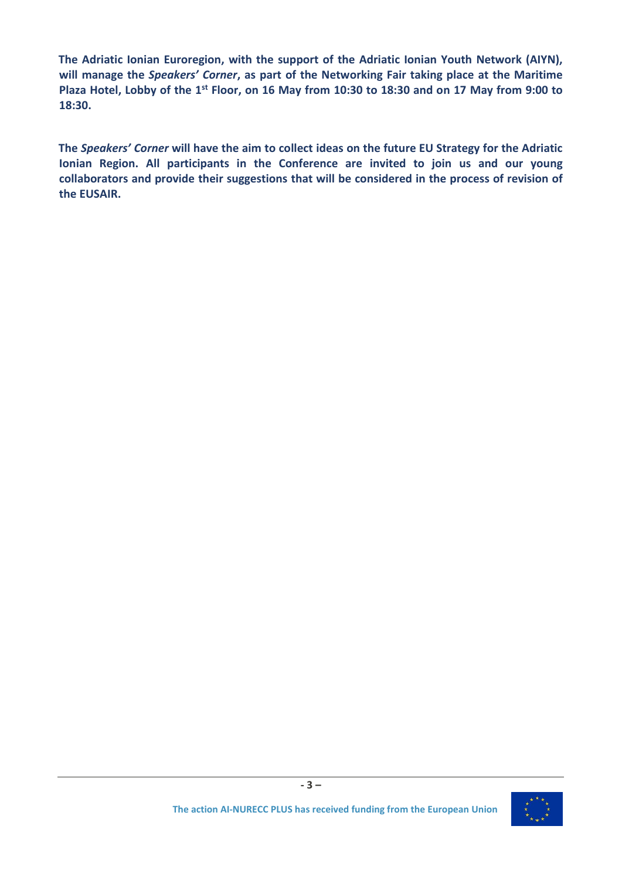**The Adriatic Ionian Euroregion, with the support of the Adriatic Ionian Youth Network (AIYN), will manage the *Speakers' Corner*, as part of the Networking Fair taking place at the Maritime Plaza Hotel, Lobby of the 1st Floor, on 16 May from 10:30 to 18:30 and on 17 May from 9:00 to 18:30.**

**The *Speakers' Corner* will have the aim to collect ideas on the future EU Strategy for the Adriatic Ionian Region. All participants in the Conference are invited to join us and our young collaborators and provide their suggestions that will be considered in the process of revision of the EUSAIR.**

**The action AI-NURECC PLUS has received funding from the European Union**